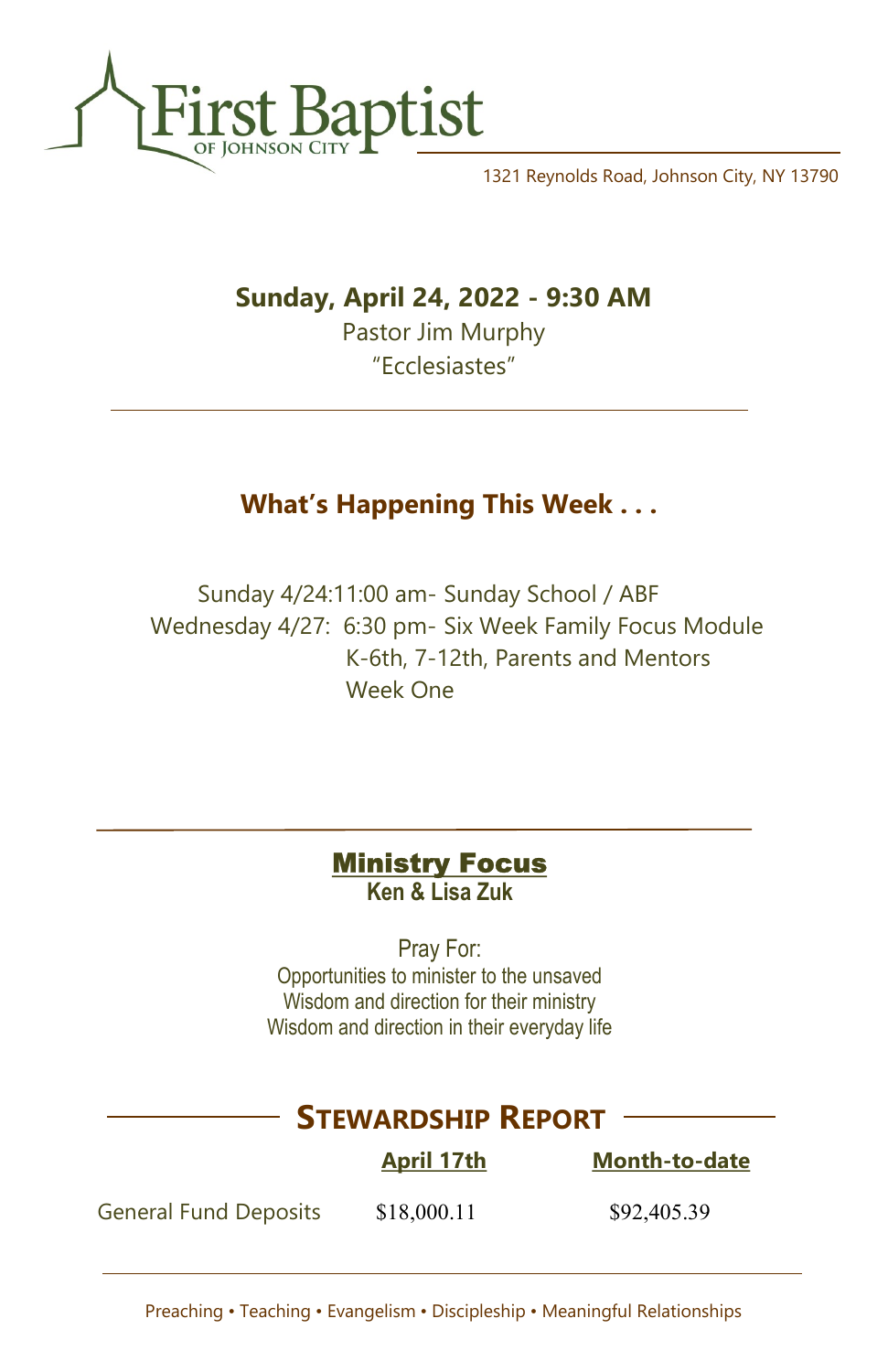# First Baptist
OF JOHNSON CITY

1321 Reynolds Road, Johnson City, NY 13790

**Sunday, April 24, 2022 - 9:30 AM**

Pastor Jim Murphy

"Ecclesiastes"

## What's Happening This Week . . .

Sunday 4/24: 11:00 am- Sunday School / ABF

Wednesday 4/27: 6:30 pm- Six Week Family Focus Module
K-6th, 7-12th, Parents and Mentors
Week One

## Ministry Focus

**Ken & Lisa Zuk**

Pray For:
Opportunities to minister to the unsaved
Wisdom and direction for their ministry
Wisdom and direction in their everyday life

## Stewardship Report

| | April 17th | Month-to-date |
|---|---|---|
| General Fund Deposits | $18,000.11 | $92,405.39 |

Preaching • Teaching • Evangelism • Discipleship • Meaningful Relationships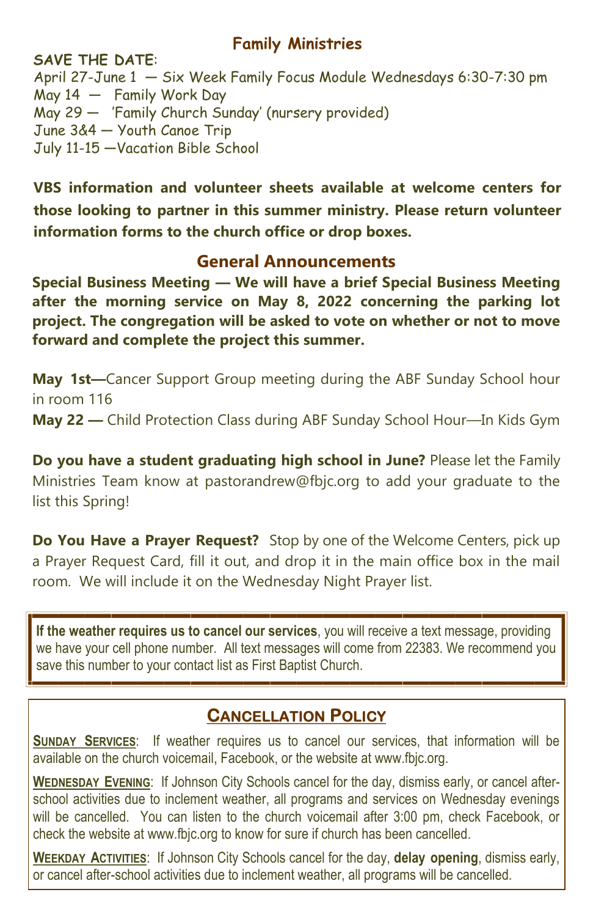## Family Ministries

**SAVE THE DATE:**

April 27-June 1 — Six Week Family Focus Module Wednesdays 6:30-7:30 pm
May 14 — Family Work Day
May 29 — 'Family Church Sunday' (nursery provided)
June 3&4 — Youth Canoe Trip
July 11-15 —Vacation Bible School

**VBS information and volunteer sheets available at welcome centers for those looking to partner in this summer ministry. Please return volunteer information forms to the church office or drop boxes.**

## General Announcements

**Special Business Meeting — We will have a brief Special Business Meeting after the morning service on May 8, 2022 concerning the parking lot project. The congregation will be asked to vote on whether or not to move forward and complete the project this summer.**

**May 1st—**Cancer Support Group meeting during the ABF Sunday School hour in room 116
**May 22 —** Child Protection Class during ABF Sunday School Hour—In Kids Gym

**Do you have a student graduating high school in June?** Please let the Family Ministries Team know at pastorandrew@fbjc.org to add your graduate to the list this Spring!

**Do You Have a Prayer Request?** Stop by one of the Welcome Centers, pick up a Prayer Request Card, fill it out, and drop it in the main office box in the mail room. We will include it on the Wednesday Night Prayer list.

**If the weather requires us to cancel our services**, you will receive a text message, providing we have your cell phone number. All text messages will come from 22383. We recommend you save this number to your contact list as First Baptist Church.

## Cancellation Policy

**Sunday Services**: If weather requires us to cancel our services, that information will be available on the church voicemail, Facebook, or the website at www.fbjc.org.

**Wednesday Evening**: If Johnson City Schools cancel for the day, dismiss early, or cancel after-school activities due to inclement weather, all programs and services on Wednesday evenings will be cancelled. You can listen to the church voicemail after 3:00 pm, check Facebook, or check the website at www.fbjc.org to know for sure if church has been cancelled.

**Weekday Activities**: If Johnson City Schools cancel for the day, **delay opening**, dismiss early, or cancel after-school activities due to inclement weather, all programs will be cancelled.